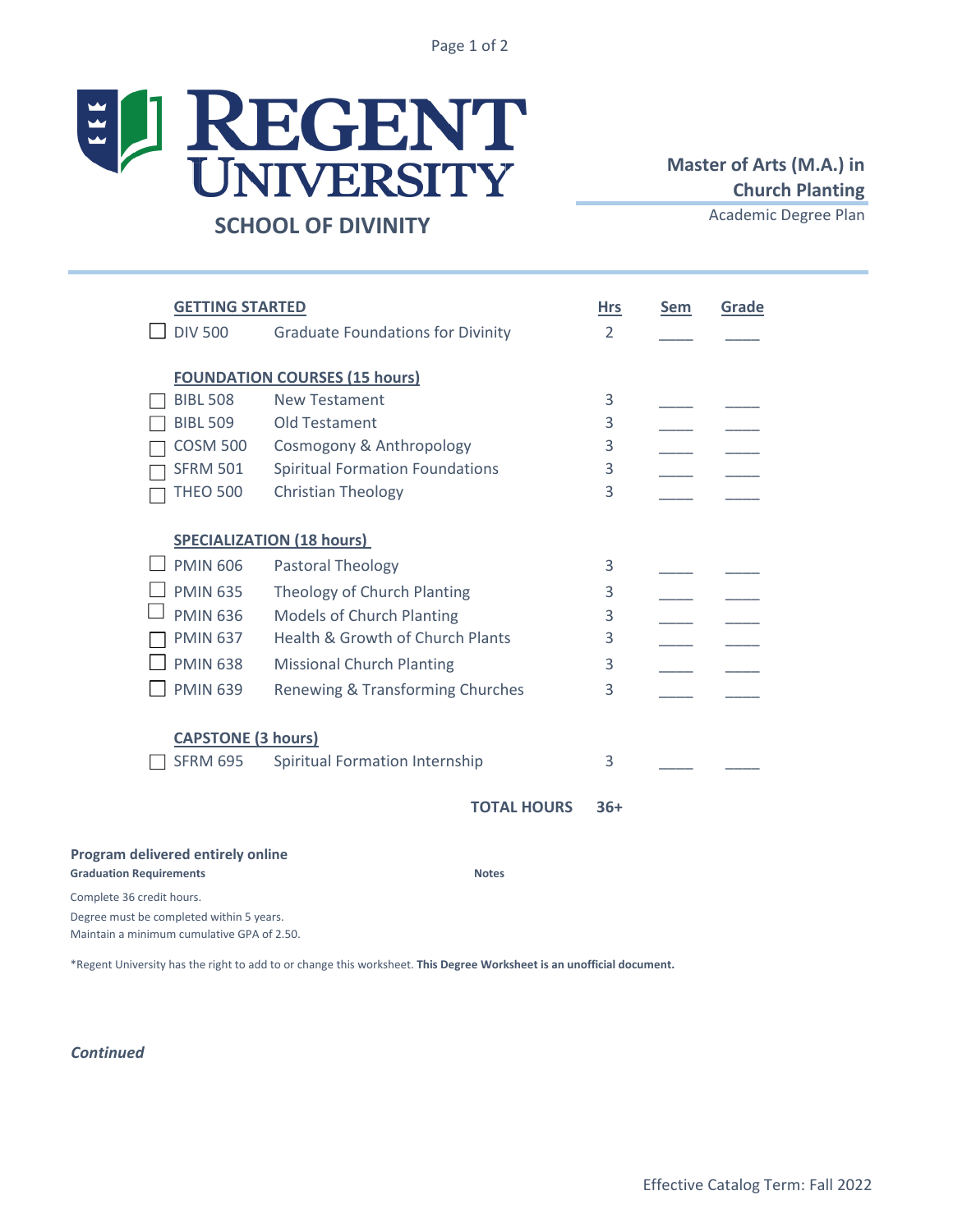# Regent University

## School of Divinity

**Master of Arts (M.A.) in Church Planting**

Academic Degree Plan

| | Course | Title | Hrs | Sem | Grade |
|---|---|---|---|---|---|
| | **GETTING STARTED** | | | | |
| ☐ | DIV 500 | Graduate Foundations for Divinity | 2 | ____ | ____ |
| | **FOUNDATION COURSES (15 hours)** | | | | |
| ☐ | BIBL 508 | New Testament | 3 | ____ | ____ |
| ☐ | BIBL 509 | Old Testament | 3 | ____ | ____ |
| ☐ | COSM 500 | Cosmogony & Anthropology | 3 | ____ | ____ |
| ☐ | SFRM 501 | Spiritual Formation Foundations | 3 | ____ | ____ |
| ☐ | THEO 500 | Christian Theology | 3 | ____ | ____ |
| | **SPECIALIZATION (18 hours)** | | | | |
| ☐ | PMIN 606 | Pastoral Theology | 3 | ____ | ____ |
| ☐ | PMIN 635 | Theology of Church Planting | 3 | ____ | ____ |
| ☐ | PMIN 636 | Models of Church Planting | 3 | ____ | ____ |
| ☐ | PMIN 637 | Health & Growth of Church Plants | 3 | ____ | ____ |
| ☐ | PMIN 638 | Missional Church Planting | 3 | ____ | ____ |
| ☐ | PMIN 639 | Renewing & Transforming Churches | 3 | ____ | ____ |
| | **CAPSTONE (3 hours)** | | | | |
| ☐ | SFRM 695 | Spiritual Formation Internship | 3 | ____ | ____ |
| | | **TOTAL HOURS** | **36+** | | |

**Program delivered entirely online**

**Graduation Requirements**

Complete 36 credit hours.

Degree must be completed within 5 years.

Maintain a minimum cumulative GPA of 2.50.

**Notes**

*Regent University has the right to add to or change this worksheet. **This Degree Worksheet is an unofficial document.**

***Continued***

Effective Catalog Term: Fall 2022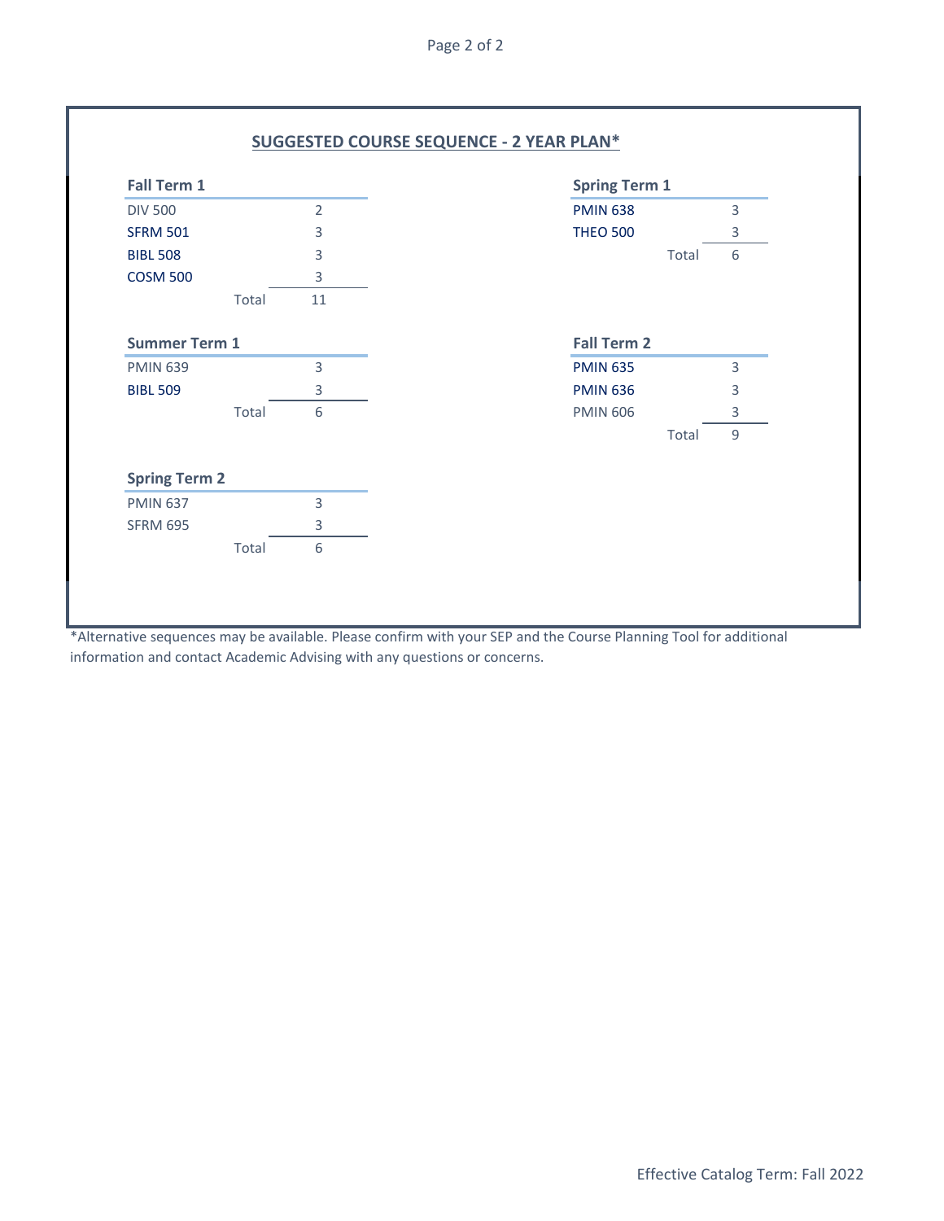## SUGGESTED COURSE SEQUENCE - 2 YEAR PLAN*

### Fall Term 1

| | |
|---|---|
| DIV 500 | 2 |
| SFRM 501 | 3 |
| BIBL 508 | 3 |
| COSM 500 | 3 |
| Total | 11 |

### Spring Term 1

| | |
|---|---|
| PMIN 638 | 3 |
| THEO 500 | 3 |
| Total | 6 |

### Summer Term 1

| | |
|---|---|
| PMIN 639 | 3 |
| BIBL 509 | 3 |
| Total | 6 |

### Fall Term 2

| | |
|---|---|
| PMIN 635 | 3 |
| PMIN 636 | 3 |
| PMIN 606 | 3 |
| Total | 9 |

### Spring Term 2

| | |
|---|---|
| PMIN 637 | 3 |
| SFRM 695 | 3 |
| Total | 6 |

*Alternative sequences may be available. Please confirm with your SEP and the Course Planning Tool for additional information and contact Academic Advising with any questions or concerns.

Effective Catalog Term: Fall 2022